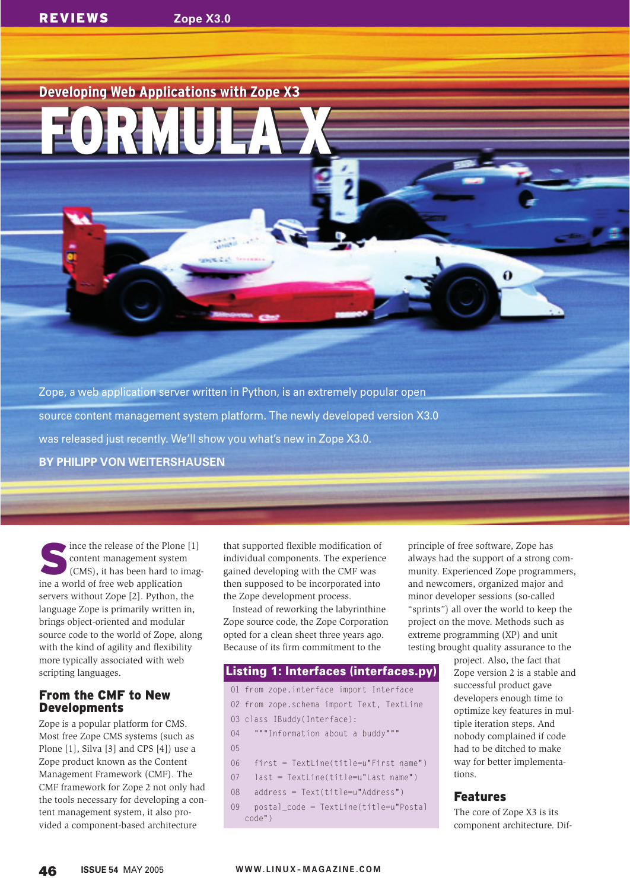## Developing Web Applications with Zope X3

# FORMULA X

Zope, a web application server written in Python, is an extremely popular open source content management system platform. The newly developed version X3.0 was released just recently. We'll show you what's new in Zope X3.0.

**BY PHILIPP VON WEITERSHAUSEN**

Since the release of the Plone [1] content management system (CMS), it has been hard to imagine a world of free web application servers without Zope [2]. Python, the language Zope is primarily written in, brings object-oriented and modular source code to the world of Zope, along with the kind of agility and flexibility more typically associated with web scripting languages.

## From the CMF to New Developments

Zope is a popular platform for CMS. Most free Zope CMS systems (such as Plone [1], Silva [3] and CPS [4]) use a Zope product known as the Content Management Framework (CMF). The CMF framework for Zope 2 not only had the tools necessary for developing a content management system, it also provided a component-based architecture that supported flexible modification of individual components. The experience gained developing with the CMF was then supposed to be incorporated into the Zope development process.

Instead of reworking the labyrinthine Zope source code, the Zope Corporation opted for a clean sheet three years ago. Because of its firm commitment to the principle of free software, Zope has always had the support of a strong community. Experienced Zope programmers, and newcomers, organized major and minor developer sessions (so-called "sprints") all over the world to keep the project on the move. Methods such as extreme programming (XP) and unit testing brought quality assurance to the project. Also, the fact that Zope version 2 is a stable and successful product gave developers enough time to optimize key features in multiple iteration steps. And nobody complained if code had to be ditched to make way for better implementations.

**Listing 1: Interfaces (interfaces.py)**

```
01 from zope.interface import Interface
02 from zope.schema import Text, TextLine
03 class IBuddy(Interface):
04   """Information about a buddy"""
05
06   first = TextLine(title=u"First name")
07   last = TextLine(title=u"Last name")
08   address = Text(title=u"Address")
09   postal_code = TextLine(title=u"Postal
   code")
```

## Features

The core of Zope X3 is its component architecture. Dif-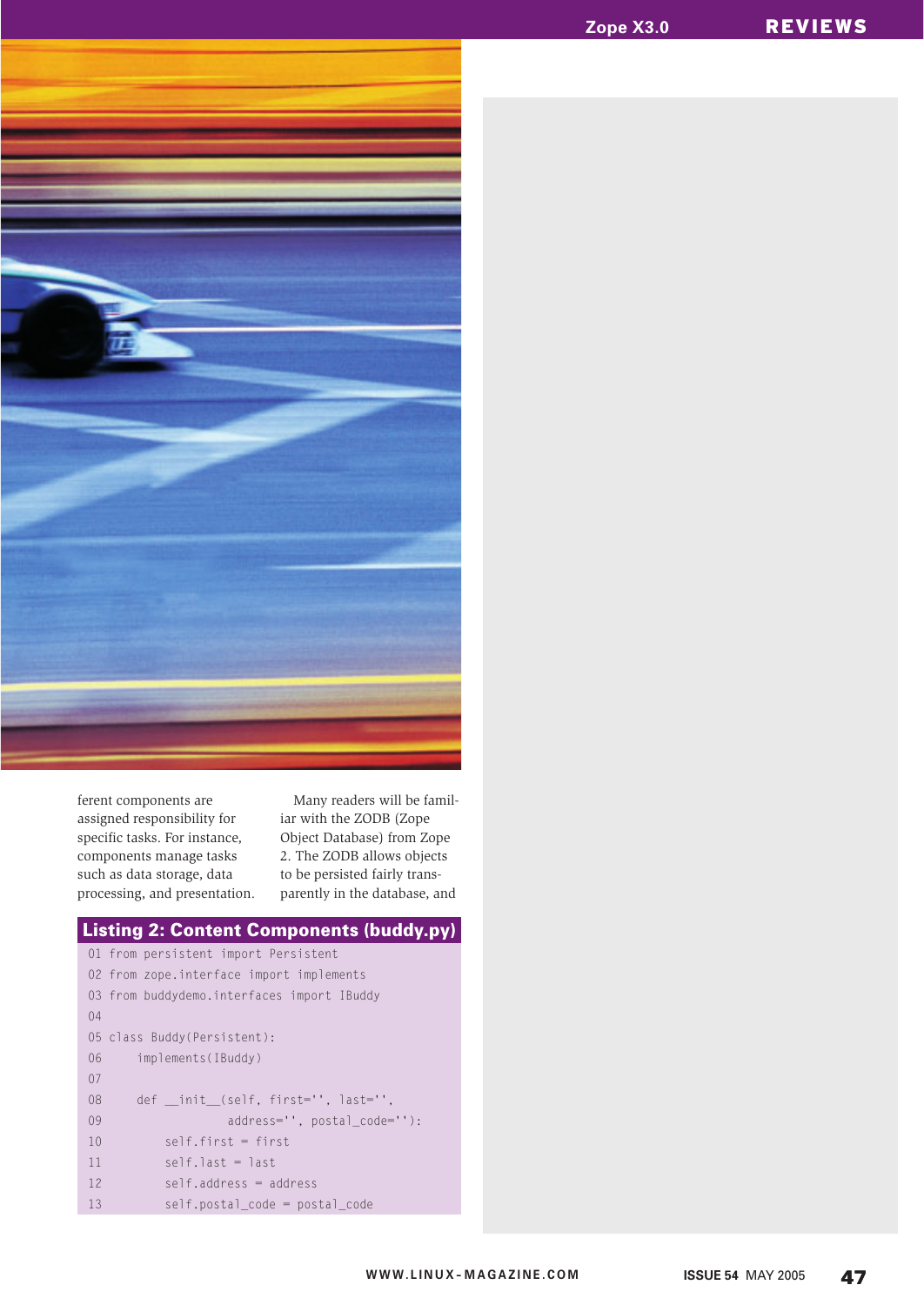ferent components are assigned responsibility for specific tasks. For instance, components manage tasks such as data storage, data processing, and presentation.

Many readers will be familiar with the ZODB (Zope Object Database) from Zope 2. The ZODB allows objects to be persisted fairly transparently in the database, and

**Listing 2: Content Components (buddy.py)**

```
01 from persistent import Persistent
02 from zope.interface import implements
03 from buddydemo.interfaces import IBuddy
04
05 class Buddy(Persistent):
06     implements(IBuddy)
07
08     def __init__(self, first='', last='',
09                  address='', postal_code=''):
10         self.first = first
11         self.last = last
12         self.address = address
13         self.postal_code = postal_code
```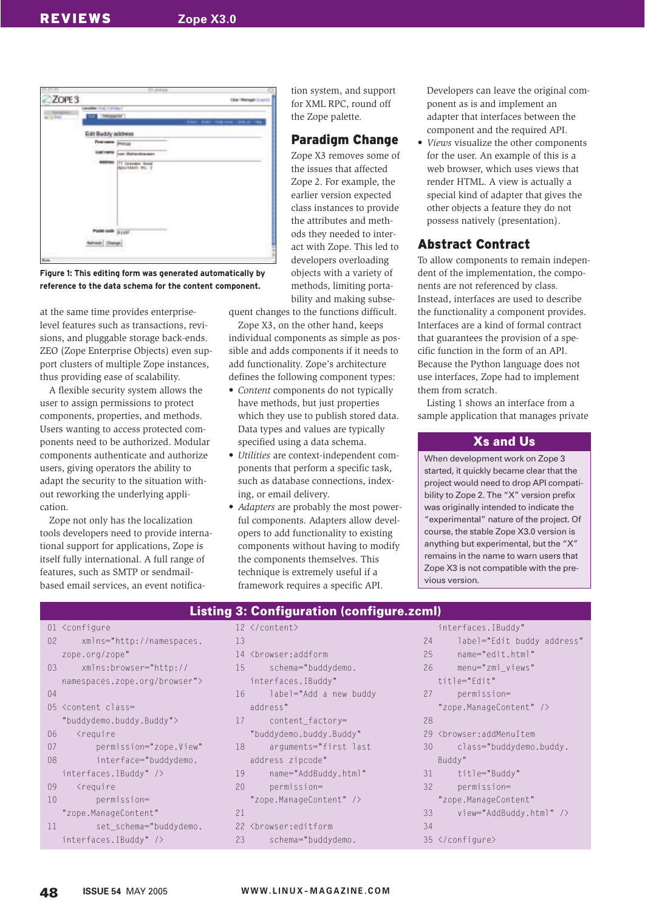Figure 1: This editing form was generated automatically by reference to the data schema for the content component.

at the same time provides enterprise-level features such as transactions, revisions, and pluggable storage back-ends. ZEO (Zope Enterprise Objects) even support clusters of multiple Zope instances, thus providing ease of scalability.

A flexible security system allows the user to assign permissions to protect components, properties, and methods. Users wanting to access protected components need to be authorized. Modular components authenticate and authorize users, giving operators the ability to adapt the security to the situation without reworking the underlying application.

Zope not only has the localization tools developers need to provide international support for applications, Zope is itself fully international. A full range of features, such as SMTP or sendmail-based email services, an event notification system, and support for XML RPC, round off the Zope palette.

## Paradigm Change

Zope X3 removes some of the issues that affected Zope 2. For example, the earlier version expected class instances to provide the attributes and methods they needed to interact with Zope. This led to developers overloading objects with a variety of methods, limiting portability and making subsequent changes to the functions difficult.

Zope X3, on the other hand, keeps individual components as simple as possible and adds components if it needs to add functionality. Zope's architecture defines the following component types:

- *Content* components do not typically have methods, but just properties which they use to publish stored data. Data types and values are typically specified using a data schema.
- *Utilities* are context-independent components that perform a specific task, such as database connections, indexing, or email delivery.
- *Adapters* are probably the most powerful components. Adapters allow developers to add functionality to existing components without having to modify the components themselves. This technique is extremely useful if a framework requires a specific API. Developers can leave the original component as is and implement an adapter that interfaces between the component and the required API.
- *Views* visualize the other components for the user. An example of this is a web browser, which uses views that render HTML. A view is actually a special kind of adapter that gives the other objects a feature they do not possess natively (presentation).

## Abstract Contract

To allow components to remain independent of the implementation, the components are not referenced by class. Instead, interfaces are used to describe the functionality a component provides. Interfaces are a kind of formal contract that guarantees the provision of a specific function in the form of an API. Because the Python language does not use interfaces, Zope had to implement them from scratch.

Listing 1 shows an interface from a sample application that manages private

### Xs and Us

When development work on Zope 3 started, it quickly became clear that the project would need to drop API compatibility to Zope 2. The "X" version prefix was originally intended to indicate the "experimental" nature of the project. Of course, the stable Zope X3.0 version is anything but experimental, but the "X" remains in the name to warn users that Zope X3 is not compatible with the previous version.

### Listing 3: Configuration (configure.zcml)

```
01 <configure
02     xmlns="http://namespaces.zope.org/zope"
03     xmlns:browser="http://namespaces.zope.org/browser">
04
05 <content class="buddydemo.buddy.Buddy">
06    <require
07         permission="zope.View"
08         interface="buddydemo.interfaces.IBuddy" />
09    <require
10         permission="zope.ManageContent"
11         set_schema="buddydemo.interfaces.IBuddy" />
12 </content>
13
14 <browser:addform
15     schema="buddydemo.interfaces.IBuddy"
16     label="Add a new buddy address"
17     content_factory="buddydemo.buddy.Buddy"
18     arguments="first last address zipcode"
19     name="AddBuddy.html"
20     permission="zope.ManageContent" />
21
22 <browser:editform
23     schema="buddydemo.interfaces.IBuddy"
24     label="Edit buddy address"
25     name="edit.html"
26     menu="zmi_views" title="Edit"
27     permission="zope.ManageContent" />
28
29 <browser:addMenuItem
30     class="buddydemo.buddy.Buddy"
31     title="Buddy"
32     permission="zope.ManageContent"
33     view="AddBuddy.html" />
34
35 </configure>
```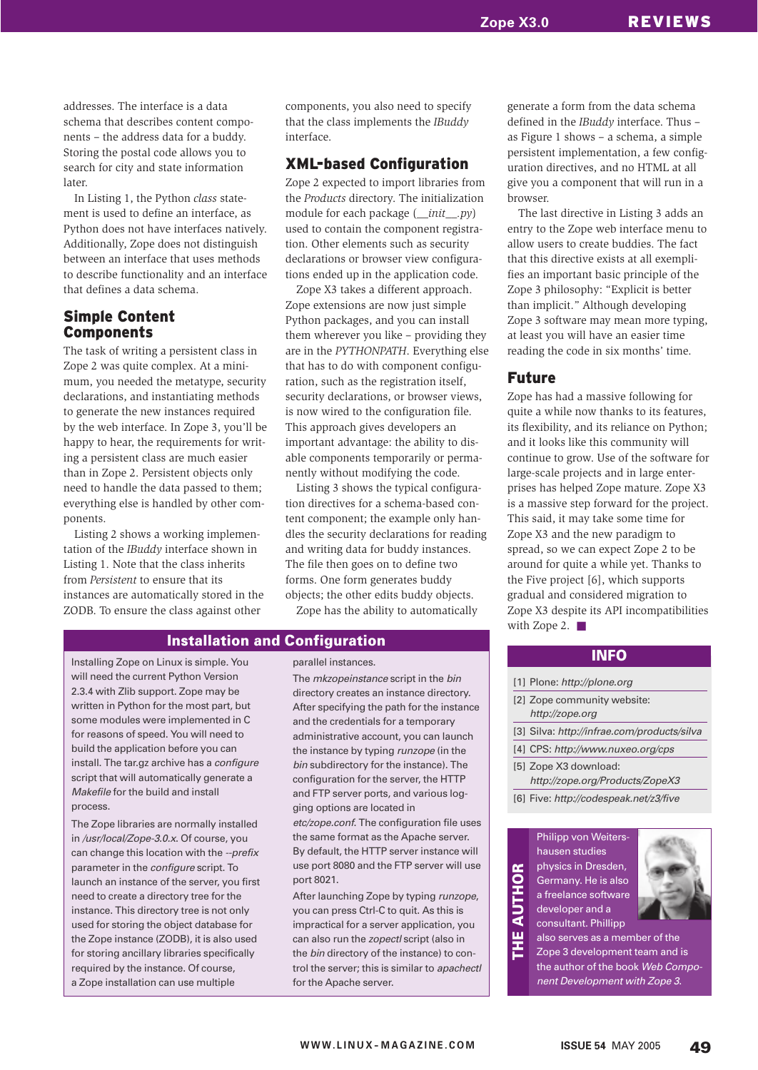addresses. The interface is a data schema that describes content components – the address data for a buddy. Storing the postal code allows you to search for city and state information later.

In Listing 1, the Python *class* statement is used to define an interface, as Python does not have interfaces natively. Additionally, Zope does not distinguish between an interface that uses methods to describe functionality and an interface that defines a data schema.

## Simple Content Components

The task of writing a persistent class in Zope 2 was quite complex. At a minimum, you needed the metatype, security declarations, and instantiating methods to generate the new instances required by the web interface. In Zope 3, you'll be happy to hear, the requirements for writing a persistent class are much easier than in Zope 2. Persistent objects only need to handle the data passed to them; everything else is handled by other components.

Listing 2 shows a working implementation of the *IBuddy* interface shown in Listing 1. Note that the class inherits from *Persistent* to ensure that its instances are automatically stored in the ZODB. To ensure the class against other components, you also need to specify that the class implements the *IBuddy* interface.

## XML-based Configuration

Zope 2 expected to import libraries from the *Products* directory. The initialization module for each package (*__init__.py*) used to contain the component registration. Other elements such as security declarations or browser view configurations ended up in the application code.

Zope X3 takes a different approach. Zope extensions are now just simple Python packages, and you can install them wherever you like – providing they are in the *PYTHONPATH*. Everything else that has to do with component configuration, such as the registration itself, security declarations, or browser views, is now wired to the configuration file. This approach gives developers an important advantage: the ability to disable components temporarily or permanently without modifying the code.

Listing 3 shows the typical configuration directives for a schema-based content component; the example only handles the security declarations for reading and writing data for buddy instances. The file then goes on to define two forms. One form generates buddy objects; the other edits buddy objects.

Zope has the ability to automatically generate a form from the data schema defined in the *IBuddy* interface. Thus – as Figure 1 shows – a schema, a simple persistent implementation, a few configuration directives, and no HTML at all give you a component that will run in a browser.

The last directive in Listing 3 adds an entry to the Zope web interface menu to allow users to create buddies. The fact that this directive exists at all exemplifies an important basic principle of the Zope 3 philosophy: "Explicit is better than implicit." Although developing Zope 3 software may mean more typing, at least you will have an easier time reading the code in six months' time.

## Future

Zope has had a massive following for quite a while now thanks to its features, its flexibility, and its reliance on Python; and it looks like this community will continue to grow. Use of the software for large-scale projects and in large enterprises has helped Zope mature. Zope X3 is a massive step forward for the project. This said, it may take some time for Zope X3 and the new paradigm to spread, so we can expect Zope 2 to be around for quite a while yet. Thanks to the Five project [6], which supports gradual and considered migration to Zope X3 despite its API incompatibilities with Zope 2. ■

### Installation and Configuration

Installing Zope on Linux is simple. You will need the current Python Version 2.3.4 with Zlib support. Zope may be written in Python for the most part, but some modules were implemented in C for reasons of speed. You will need to build the application before you can install. The tar.gz archive has a *configure* script that will automatically generate a *Makefile* for the build and install process.

The Zope libraries are normally installed in */usr/local/Zope-3.0.x*. Of course, you can change this location with the *--prefix* parameter in the *configure* script. To launch an instance of the server, you first need to create a directory tree for the instance. This directory tree is not only used for storing the object database for the Zope instance (ZODB), it is also used for storing ancillary libraries specifically required by the instance. Of course, a Zope installation can use multiple parallel instances.

The *mkzopeinstance* script in the *bin* directory creates an instance directory. After specifying the path for the instance and the credentials for a temporary administrative account, you can launch the instance by typing *runzope* (in the *bin* subdirectory for the instance). The configuration for the server, the HTTP and FTP server ports, and various logging options are located in *etc/zope.conf*. The configuration file uses the same format as the Apache server. By default, the HTTP server instance will use port 8080 and the FTP server will use port 8021.

After launching Zope by typing *runzope*, you can press Ctrl-C to quit. As this is impractical for a server application, you can also run the *zopectl* script (also in the *bin* directory of the instance) to control the server; this is similar to *apachectl* for the Apache server.

### INFO

[1] Plone: *http://plone.org*

[2] Zope community website: *http://zope.org*

[3] Silva: *http://infrae.com/products/silva*

[4] CPS: *http://www.nuxeo.org/cps*

[5] Zope X3 download: *http://zope.org/Products/ZopeX3*

[6] Five: *http://codespeak.net/z3/five*

### THE AUTHOR

Philipp von Weitershausen studies physics in Dresden, Germany. He is also a freelance software developer and a consultant. Philipp also serves as a member of the Zope 3 development team and is the author of the book *Web Component Development with Zope 3*.